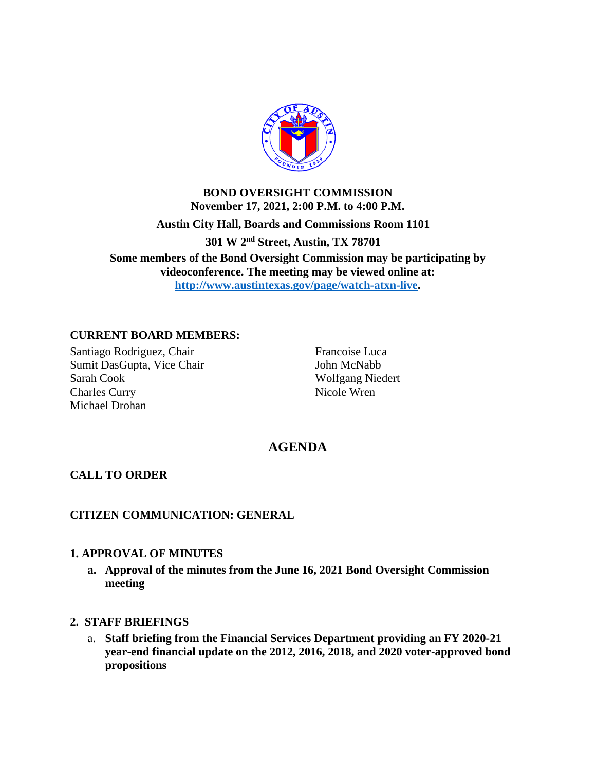**BOND OVERSIGHT COMMISSION**
**November 17, 2021, 2:00 P.M. to 4:00 P.M.**
**Austin City Hall, Boards and Commissions Room 1101**
**301 W 2nd Street, Austin, TX 78701**
**Some members of the Bond Oversight Commission may be participating by videoconference. The meeting may be viewed online at: [http://www.austintexas.gov/page/watch-atxn-live](http://www.austintexas.gov/page/watch-atxn-live).**

**CURRENT BOARD MEMBERS:**

Santiago Rodriguez, Chair
Sumit DasGupta, Vice Chair
Sarah Cook
Charles Curry
Michael Drohan
Francoise Luca
John McNabb
Wolfgang Niedert
Nicole Wren

# AGENDA

**CALL TO ORDER**

**CITIZEN COMMUNICATION: GENERAL**

**1. APPROVAL OF MINUTES**

a. **Approval of the minutes from the June 16, 2021 Bond Oversight Commission meeting**

**2. STAFF BRIEFINGS**

a. **Staff briefing from the Financial Services Department providing an FY 2020-21 year-end financial update on the 2012, 2016, 2018, and 2020 voter-approved bond propositions**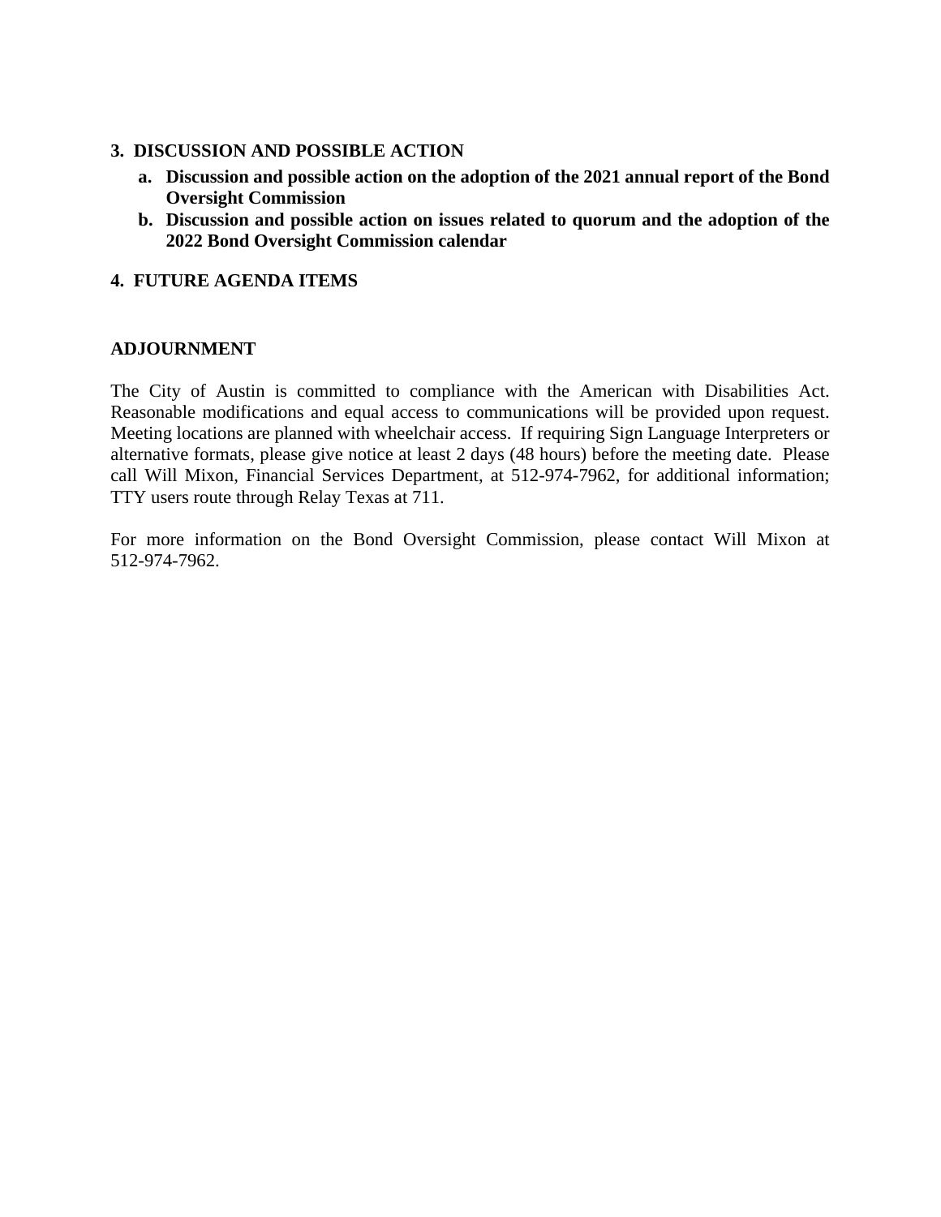**3. DISCUSSION AND POSSIBLE ACTION**

  a. **Discussion and possible action on the adoption of the 2021 annual report of the Bond Oversight Commission**
  b. **Discussion and possible action on issues related to quorum and the adoption of the 2022 Bond Oversight Commission calendar**

**4. FUTURE AGENDA ITEMS**

**ADJOURNMENT**

The City of Austin is committed to compliance with the American with Disabilities Act. Reasonable modifications and equal access to communications will be provided upon request. Meeting locations are planned with wheelchair access. If requiring Sign Language Interpreters or alternative formats, please give notice at least 2 days (48 hours) before the meeting date. Please call Will Mixon, Financial Services Department, at 512-974-7962, for additional information; TTY users route through Relay Texas at 711.

For more information on the Bond Oversight Commission, please contact Will Mixon at 512-974-7962.